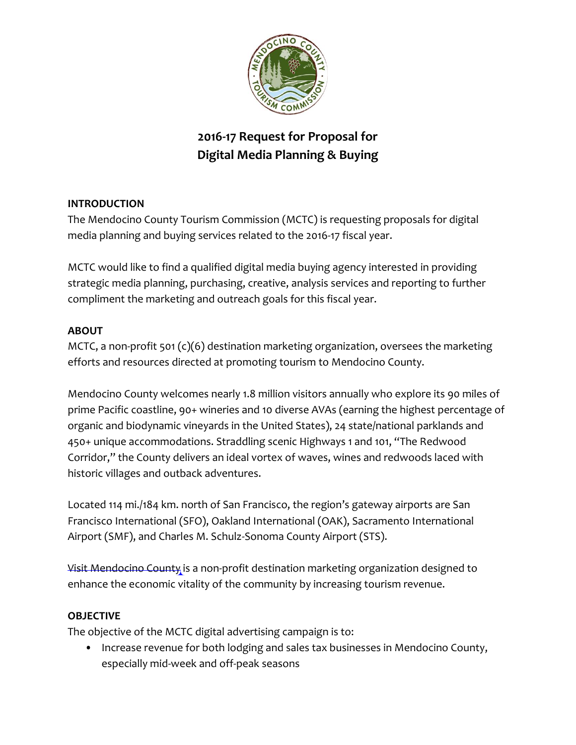# 2016-17 Request for Proposal for Digital Media Planning & Buying

**INTRODUCTION**

The Mendocino County Tourism Commission (MCTC) is requesting proposals for digital media planning and buying services related to the 2016-17 fiscal year.

MCTC would like to find a qualified digital media buying agency interested in providing strategic media planning, purchasing, creative, analysis services and reporting to further compliment the marketing and outreach goals for this fiscal year.

**ABOUT**

MCTC, a non-profit 501 (c)(6) destination marketing organization, oversees the marketing efforts and resources directed at promoting tourism to Mendocino County.

Mendocino County welcomes nearly 1.8 million visitors annually who explore its 90 miles of prime Pacific coastline, 90+ wineries and 10 diverse AVAs (earning the highest percentage of organic and biodynamic vineyards in the United States), 24 state/national parklands and 450+ unique accommodations. Straddling scenic Highways 1 and 101, "The Redwood Corridor," the County delivers an ideal vortex of waves, wines and redwoods laced with historic villages and outback adventures.

Located 114 mi./184 km. north of San Francisco, the region's gateway airports are San Francisco International (SFO), Oakland International (OAK), Sacramento International Airport (SMF), and Charles M. Schulz-Sonoma County Airport (STS).

Visit Mendocino County is a non-profit destination marketing organization designed to enhance the economic vitality of the community by increasing tourism revenue.

**OBJECTIVE**

The objective of the MCTC digital advertising campaign is to:

- Increase revenue for both lodging and sales tax businesses in Mendocino County, especially mid-week and off-peak seasons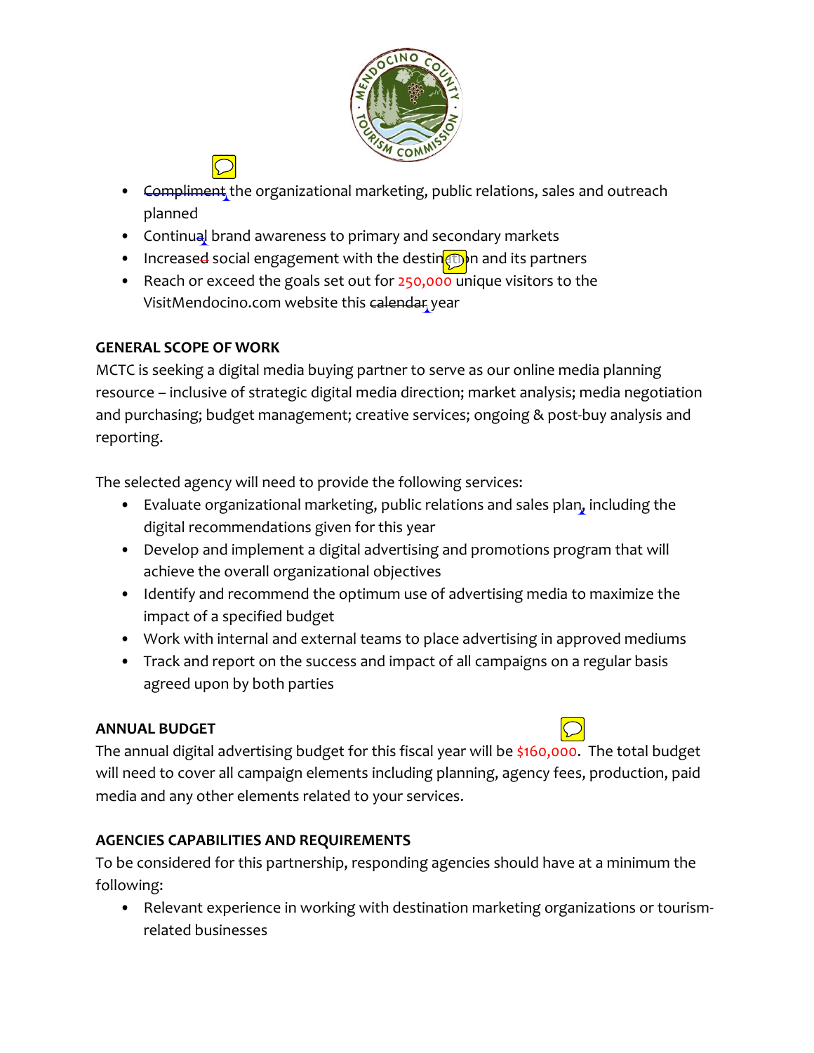- Compliment the organizational marketing, public relations, sales and outreach planned
- Continual brand awareness to primary and secondary markets
- Increased social engagement with the destination and its partners
- Reach or exceed the goals set out for 250,000 unique visitors to the VisitMendocino.com website this calendar year

**GENERAL SCOPE OF WORK**

MCTC is seeking a digital media buying partner to serve as our online media planning resource – inclusive of strategic digital media direction; market analysis; media negotiation and purchasing; budget management; creative services; ongoing & post-buy analysis and reporting.

The selected agency will need to provide the following services:

- Evaluate organizational marketing, public relations and sales plan, including the digital recommendations given for this year
- Develop and implement a digital advertising and promotions program that will achieve the overall organizational objectives
- Identify and recommend the optimum use of advertising media to maximize the impact of a specified budget
- Work with internal and external teams to place advertising in approved mediums
- Track and report on the success and impact of all campaigns on a regular basis agreed upon by both parties

**ANNUAL BUDGET**

The annual digital advertising budget for this fiscal year will be $160,000. The total budget will need to cover all campaign elements including planning, agency fees, production, paid media and any other elements related to your services.

**AGENCIES CAPABILITIES AND REQUIREMENTS**

To be considered for this partnership, responding agencies should have at a minimum the following:

- Relevant experience in working with destination marketing organizations or tourism-related businesses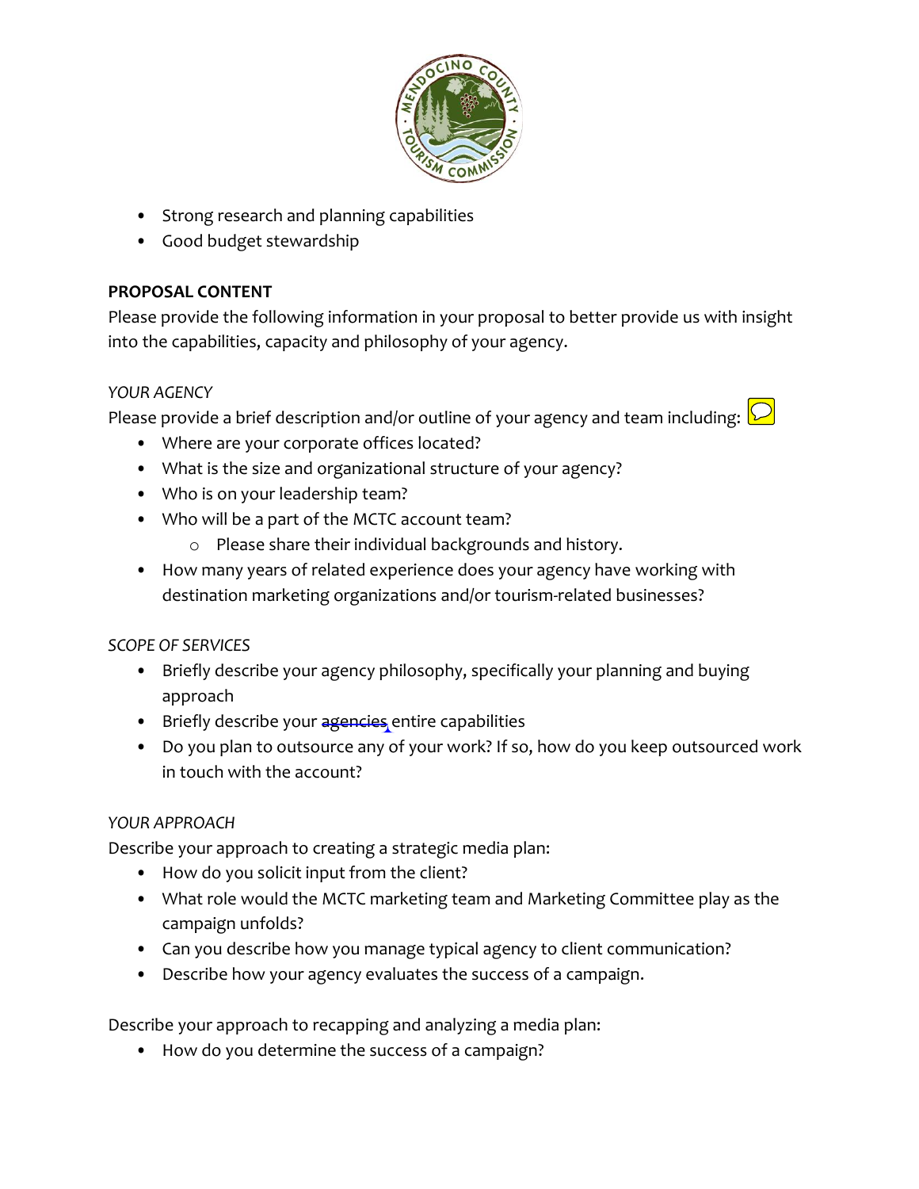- Strong research and planning capabilities
- Good budget stewardship

**PROPOSAL CONTENT**

Please provide the following information in your proposal to better provide us with insight into the capabilities, capacity and philosophy of your agency.

*YOUR AGENCY*

Please provide a brief description and/or outline of your agency and team including:

- Where are your corporate offices located?
- What is the size and organizational structure of your agency?
- Who is on your leadership team?
- Who will be a part of the MCTC account team?
  - Please share their individual backgrounds and history.
- How many years of related experience does your agency have working with destination marketing organizations and/or tourism-related businesses?

*SCOPE OF SERVICES*

- Briefly describe your agency philosophy, specifically your planning and buying approach
- Briefly describe your agencies entire capabilities
- Do you plan to outsource any of your work? If so, how do you keep outsourced work in touch with the account?

*YOUR APPROACH*

Describe your approach to creating a strategic media plan:

- How do you solicit input from the client?
- What role would the MCTC marketing team and Marketing Committee play as the campaign unfolds?
- Can you describe how you manage typical agency to client communication?
- Describe how your agency evaluates the success of a campaign.

Describe your approach to recapping and analyzing a media plan:

- How do you determine the success of a campaign?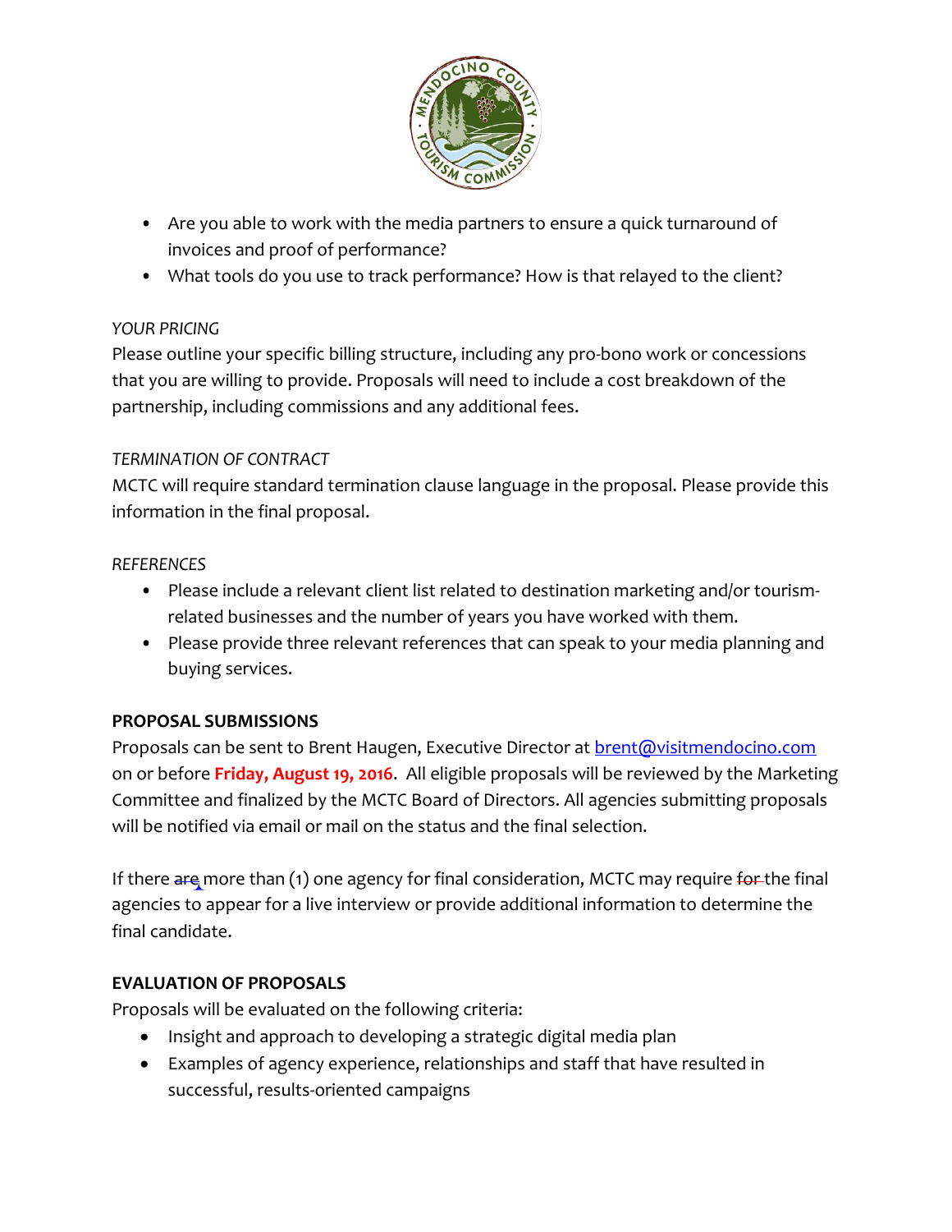- Are you able to work with the media partners to ensure a quick turnaround of invoices and proof of performance?
- What tools do you use to track performance? How is that relayed to the client?

*YOUR PRICING*

Please outline your specific billing structure, including any pro-bono work or concessions that you are willing to provide. Proposals will need to include a cost breakdown of the partnership, including commissions and any additional fees.

*TERMINATION OF CONTRACT*

MCTC will require standard termination clause language in the proposal. Please provide this information in the final proposal.

*REFERENCES*

- Please include a relevant client list related to destination marketing and/or tourism-related businesses and the number of years you have worked with them.
- Please provide three relevant references that can speak to your media planning and buying services.

**PROPOSAL SUBMISSIONS**

Proposals can be sent to Brent Haugen, Executive Director at brent@visitmendocino.com on or before **Friday, August 19, 2016**. All eligible proposals will be reviewed by the Marketing Committee and finalized by the MCTC Board of Directors. All agencies submitting proposals will be notified via email or mail on the status and the final selection.

If there ~~are~~ more than (1) one agency for final consideration, MCTC may require ~~for~~ the final agencies to appear for a live interview or provide additional information to determine the final candidate.

**EVALUATION OF PROPOSALS**

Proposals will be evaluated on the following criteria:

- Insight and approach to developing a strategic digital media plan
- Examples of agency experience, relationships and staff that have resulted in successful, results-oriented campaigns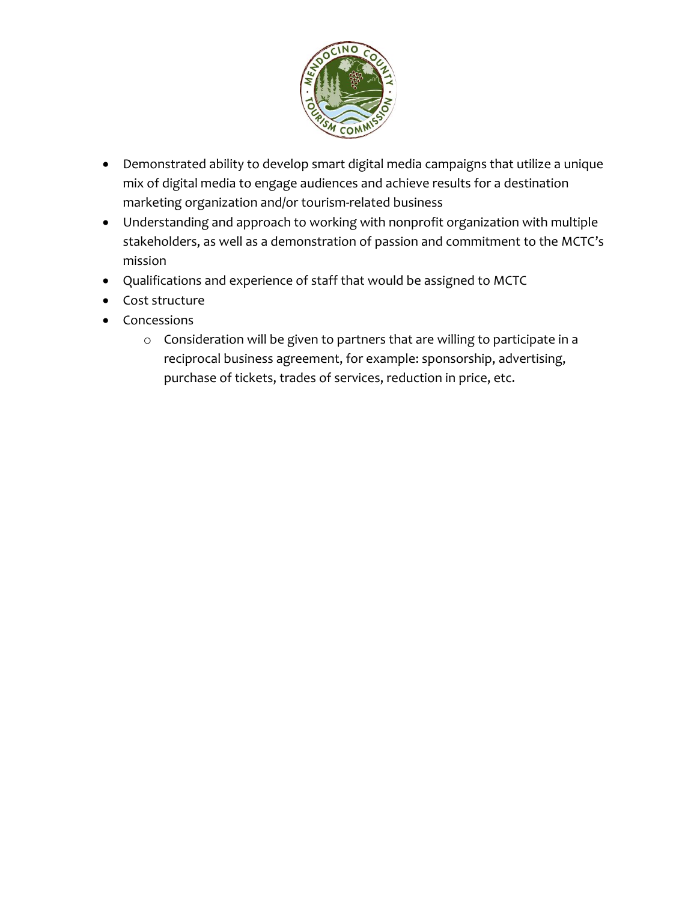- Demonstrated ability to develop smart digital media campaigns that utilize a unique mix of digital media to engage audiences and achieve results for a destination marketing organization and/or tourism-related business
- Understanding and approach to working with nonprofit organization with multiple stakeholders, as well as a demonstration of passion and commitment to the MCTC's mission
- Qualifications and experience of staff that would be assigned to MCTC
- Cost structure
- Concessions
  - Consideration will be given to partners that are willing to participate in a reciprocal business agreement, for example: sponsorship, advertising, purchase of tickets, trades of services, reduction in price, etc.